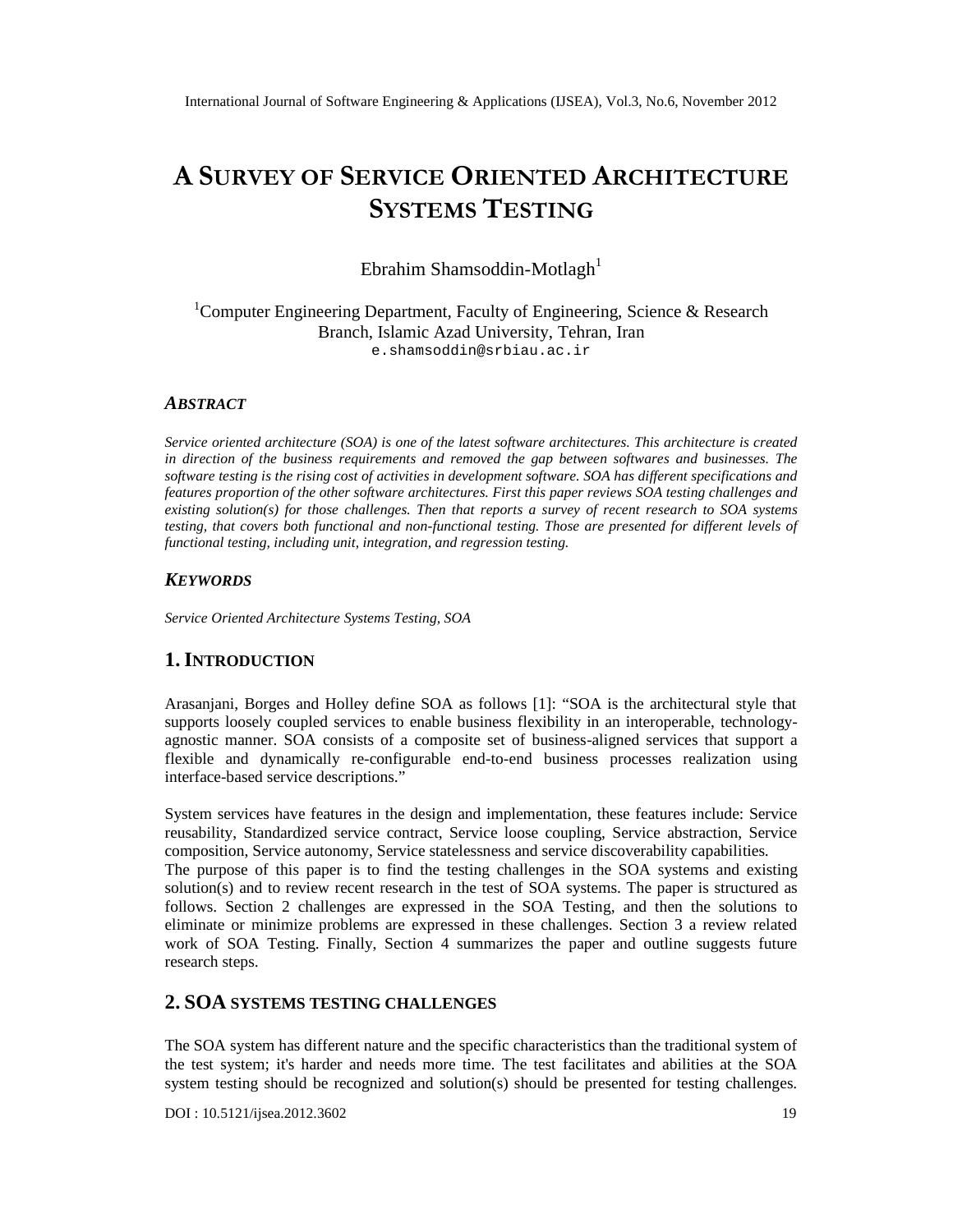# A SURVEY OF SERVICE ORIENTED ARCHITECTURE SYSTEMS TESTING

Ebrahim Shamsoddin-Motlagh[1]

[1]Computer Engineering Department, Faculty of Engineering, Science & Research Branch, Islamic Azad University, Tehran, Iran
e.shamsoddin@srbiau.ac.ir

### *ABSTRACT*

*Service oriented architecture (SOA) is one of the latest software architectures. This architecture is created in direction of the business requirements and removed the gap between softwares and businesses. The software testing is the rising cost of activities in development software. SOA has different specifications and features proportion of the other software architectures. First this paper reviews SOA testing challenges and existing solution(s) for those challenges. Then that reports a survey of recent research to SOA systems testing, that covers both functional and non-functional testing. Those are presented for different levels of functional testing, including unit, integration, and regression testing.*

### *KEYWORDS*

*Service Oriented Architecture Systems Testing, SOA*

## 1. INTRODUCTION

Arasanjani, Borges and Holley define SOA as follows [1]: "SOA is the architectural style that supports loosely coupled services to enable business flexibility in an interoperable, technology-agnostic manner. SOA consists of a composite set of business-aligned services that support a flexible and dynamically re-configurable end-to-end business processes realization using interface-based service descriptions."

System services have features in the design and implementation, these features include: Service reusability, Standardized service contract, Service loose coupling, Service abstraction, Service composition, Service autonomy, Service statelessness and service discoverability capabilities.
The purpose of this paper is to find the testing challenges in the SOA systems and existing solution(s) and to review recent research in the test of SOA systems. The paper is structured as follows. Section 2 challenges are expressed in the SOA Testing, and then the solutions to eliminate or minimize problems are expressed in these challenges. Section 3 a review related work of SOA Testing. Finally, Section 4 summarizes the paper and outline suggests future research steps.

## 2. SOA SYSTEMS TESTING CHALLENGES

The SOA system has different nature and the specific characteristics than the traditional system of the test system; it's harder and needs more time. The test facilitates and abilities at the SOA system testing should be recognized and solution(s) should be presented for testing challenges.

DOI : 10.5121/ijsea.2012.3602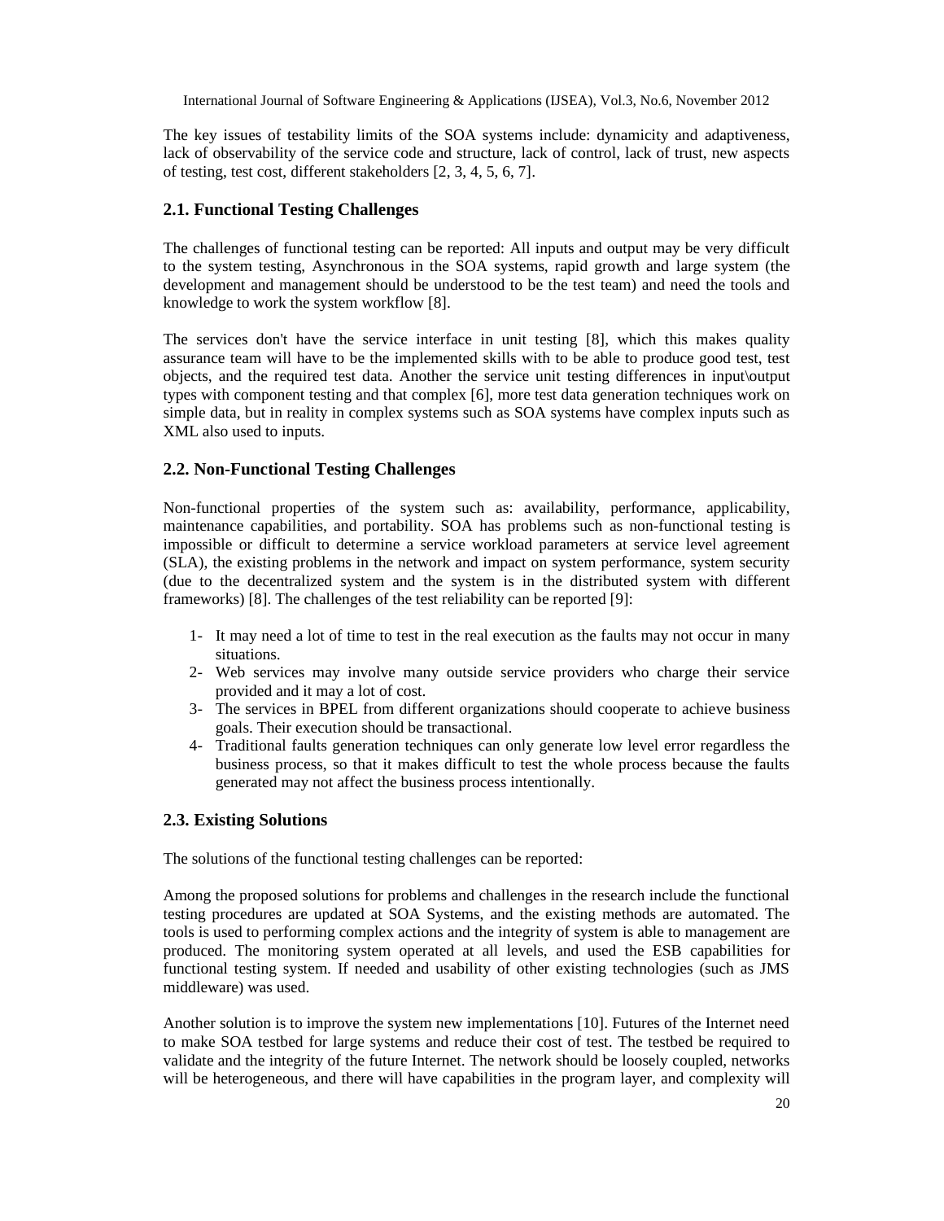The key issues of testability limits of the SOA systems include: dynamicity and adaptiveness, lack of observability of the service code and structure, lack of control, lack of trust, new aspects of testing, test cost, different stakeholders [2, 3, 4, 5, 6, 7].

## 2.1. Functional Testing Challenges

The challenges of functional testing can be reported: All inputs and output may be very difficult to the system testing, Asynchronous in the SOA systems, rapid growth and large system (the development and management should be understood to be the test team) and need the tools and knowledge to work the system workflow [8].

The services don't have the service interface in unit testing [8], which this makes quality assurance team will have to be the implemented skills with to be able to produce good test, test objects, and the required test data. Another the service unit testing differences in input\output types with component testing and that complex [6], more test data generation techniques work on simple data, but in reality in complex systems such as SOA systems have complex inputs such as XML also used to inputs.

## 2.2. Non-Functional Testing Challenges

Non-functional properties of the system such as: availability, performance, applicability, maintenance capabilities, and portability. SOA has problems such as non-functional testing is impossible or difficult to determine a service workload parameters at service level agreement (SLA), the existing problems in the network and impact on system performance, system security (due to the decentralized system and the system is in the distributed system with different frameworks) [8]. The challenges of the test reliability can be reported [9]:

1- It may need a lot of time to test in the real execution as the faults may not occur in many situations.
2- Web services may involve many outside service providers who charge their service provided and it may a lot of cost.
3- The services in BPEL from different organizations should cooperate to achieve business goals. Their execution should be transactional.
4- Traditional faults generation techniques can only generate low level error regardless the business process, so that it makes difficult to test the whole process because the faults generated may not affect the business process intentionally.

## 2.3. Existing Solutions

The solutions of the functional testing challenges can be reported:

Among the proposed solutions for problems and challenges in the research include the functional testing procedures are updated at SOA Systems, and the existing methods are automated. The tools is used to performing complex actions and the integrity of system is able to management are produced. The monitoring system operated at all levels, and used the ESB capabilities for functional testing system. If needed and usability of other existing technologies (such as JMS middleware) was used.

Another solution is to improve the system new implementations [10]. Futures of the Internet need to make SOA testbed for large systems and reduce their cost of test. The testbed be required to validate and the integrity of the future Internet. The network should be loosely coupled, networks will be heterogeneous, and there will have capabilities in the program layer, and complexity will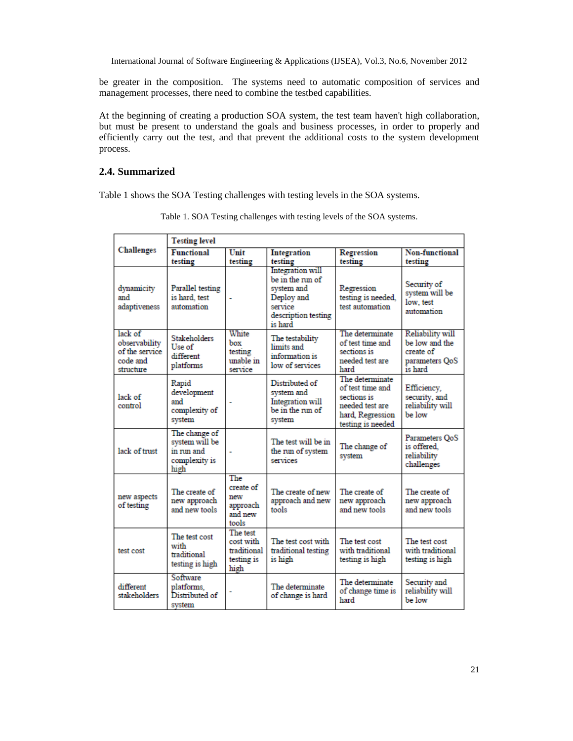be greater in the composition. The systems need to automatic composition of services and management processes, there need to combine the testbed capabilities.

At the beginning of creating a production SOA system, the test team haven't high collaboration, but must be present to understand the goals and business processes, in order to properly and efficiently carry out the test, and that prevent the additional costs to the system development process.

## 2.4. Summarized

Table 1 shows the SOA Testing challenges with testing levels in the SOA systems.

Table 1. SOA Testing challenges with testing levels of the SOA systems.

| Challenges | Testing level | | | | |
|---|---|---|---|---|---|
| | **Functional testing** | **Unit testing** | **Integration testing** | **Regression testing** | **Non-functional testing** |
| dynamicity and adaptiveness | Parallel testing is hard, test automation | - | Integration will be in the run of system and Deploy and service description testing is hard | Regression testing is needed, test automation | Security of system will be low, test automation |
| lack of observability of the service code and structure | Stakeholders Use of different platforms | White box testing unable in service | The testability limits and information is low of services | The determinate of test time and sections is needed test are hard | Reliability will be low and the create of parameters QoS is hard |
| lack of control | Rapid development and complexity of system | - | Distributed of system and Integration will be in the run of system | The determinate of test time and sections is needed test are hard, Regression testing is needed | Efficiency, security, and reliability will be low |
| lack of trust | The change of system will be in run and complexity is high | - | The test will be in the run of system services | The change of system | Parameters QoS is offered, reliability challenges |
| new aspects of testing | The create of new approach and new tools | The create of new approach and new tools | The create of new approach and new tools | The create of new approach and new tools | The create of new approach and new tools |
| test cost | The test cost with traditional testing is high | The test cost with traditional testing is high | The test cost with traditional testing is high | The test cost with traditional testing is high | The test cost with traditional testing is high |
| different stakeholders | Software platforms, Distributed of system | - | The determinate of change is hard | The determinate of change time is hard | Security and reliability will be low |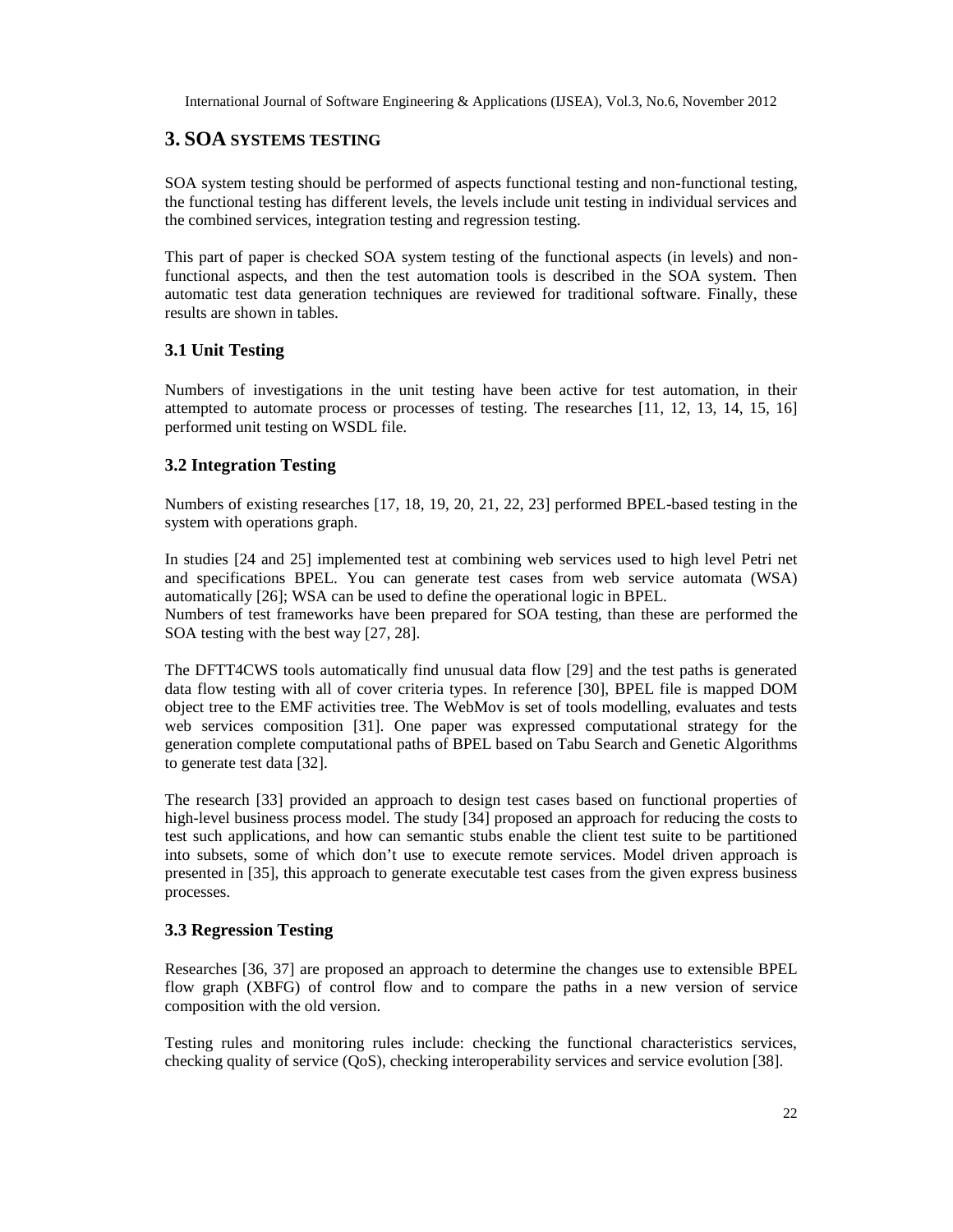## 3. SOA SYSTEMS TESTING

SOA system testing should be performed of aspects functional testing and non-functional testing, the functional testing has different levels, the levels include unit testing in individual services and the combined services, integration testing and regression testing.

This part of paper is checked SOA system testing of the functional aspects (in levels) and non-functional aspects, and then the test automation tools is described in the SOA system. Then automatic test data generation techniques are reviewed for traditional software. Finally, these results are shown in tables.

### 3.1 Unit Testing

Numbers of investigations in the unit testing have been active for test automation, in their attempted to automate process or processes of testing. The researches [11, 12, 13, 14, 15, 16] performed unit testing on WSDL file.

### 3.2 Integration Testing

Numbers of existing researches [17, 18, 19, 20, 21, 22, 23] performed BPEL-based testing in the system with operations graph.

In studies [24 and 25] implemented test at combining web services used to high level Petri net and specifications BPEL. You can generate test cases from web service automata (WSA) automatically [26]; WSA can be used to define the operational logic in BPEL.
Numbers of test frameworks have been prepared for SOA testing, than these are performed the SOA testing with the best way [27, 28].

The DFTT4CWS tools automatically find unusual data flow [29] and the test paths is generated data flow testing with all of cover criteria types. In reference [30], BPEL file is mapped DOM object tree to the EMF activities tree. The WebMov is set of tools modelling, evaluates and tests web services composition [31]. One paper was expressed computational strategy for the generation complete computational paths of BPEL based on Tabu Search and Genetic Algorithms to generate test data [32].

The research [33] provided an approach to design test cases based on functional properties of high-level business process model. The study [34] proposed an approach for reducing the costs to test such applications, and how can semantic stubs enable the client test suite to be partitioned into subsets, some of which don't use to execute remote services. Model driven approach is presented in [35], this approach to generate executable test cases from the given express business processes.

### 3.3 Regression Testing

Researches [36, 37] are proposed an approach to determine the changes use to extensible BPEL flow graph (XBFG) of control flow and to compare the paths in a new version of service composition with the old version.

Testing rules and monitoring rules include: checking the functional characteristics services, checking quality of service (QoS), checking interoperability services and service evolution [38].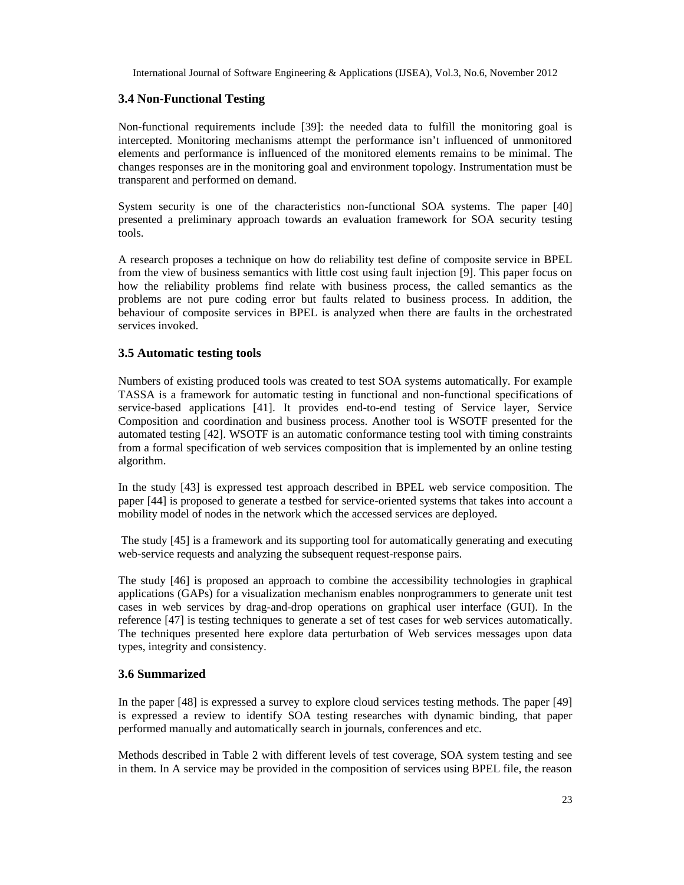### 3.4 Non-Functional Testing

Non-functional requirements include [39]: the needed data to fulfill the monitoring goal is intercepted. Monitoring mechanisms attempt the performance isn't influenced of unmonitored elements and performance is influenced of the monitored elements remains to be minimal. The changes responses are in the monitoring goal and environment topology. Instrumentation must be transparent and performed on demand.

System security is one of the characteristics non-functional SOA systems. The paper [40] presented a preliminary approach towards an evaluation framework for SOA security testing tools.

A research proposes a technique on how do reliability test define of composite service in BPEL from the view of business semantics with little cost using fault injection [9]. This paper focus on how the reliability problems find relate with business process, the called semantics as the problems are not pure coding error but faults related to business process. In addition, the behaviour of composite services in BPEL is analyzed when there are faults in the orchestrated services invoked.

### 3.5 Automatic testing tools

Numbers of existing produced tools was created to test SOA systems automatically. For example TASSA is a framework for automatic testing in functional and non-functional specifications of service-based applications [41]. It provides end-to-end testing of Service layer, Service Composition and coordination and business process. Another tool is WSOTF presented for the automated testing [42]. WSOTF is an automatic conformance testing tool with timing constraints from a formal specification of web services composition that is implemented by an online testing algorithm.

In the study [43] is expressed test approach described in BPEL web service composition. The paper [44] is proposed to generate a testbed for service-oriented systems that takes into account a mobility model of nodes in the network which the accessed services are deployed.

The study [45] is a framework and its supporting tool for automatically generating and executing web-service requests and analyzing the subsequent request-response pairs.

The study [46] is proposed an approach to combine the accessibility technologies in graphical applications (GAPs) for a visualization mechanism enables nonprogrammers to generate unit test cases in web services by drag-and-drop operations on graphical user interface (GUI). In the reference [47] is testing techniques to generate a set of test cases for web services automatically. The techniques presented here explore data perturbation of Web services messages upon data types, integrity and consistency.

### 3.6 Summarized

In the paper [48] is expressed a survey to explore cloud services testing methods. The paper [49] is expressed a review to identify SOA testing researches with dynamic binding, that paper performed manually and automatically search in journals, conferences and etc.

Methods described in Table 2 with different levels of test coverage, SOA system testing and see in them. In A service may be provided in the composition of services using BPEL file, the reason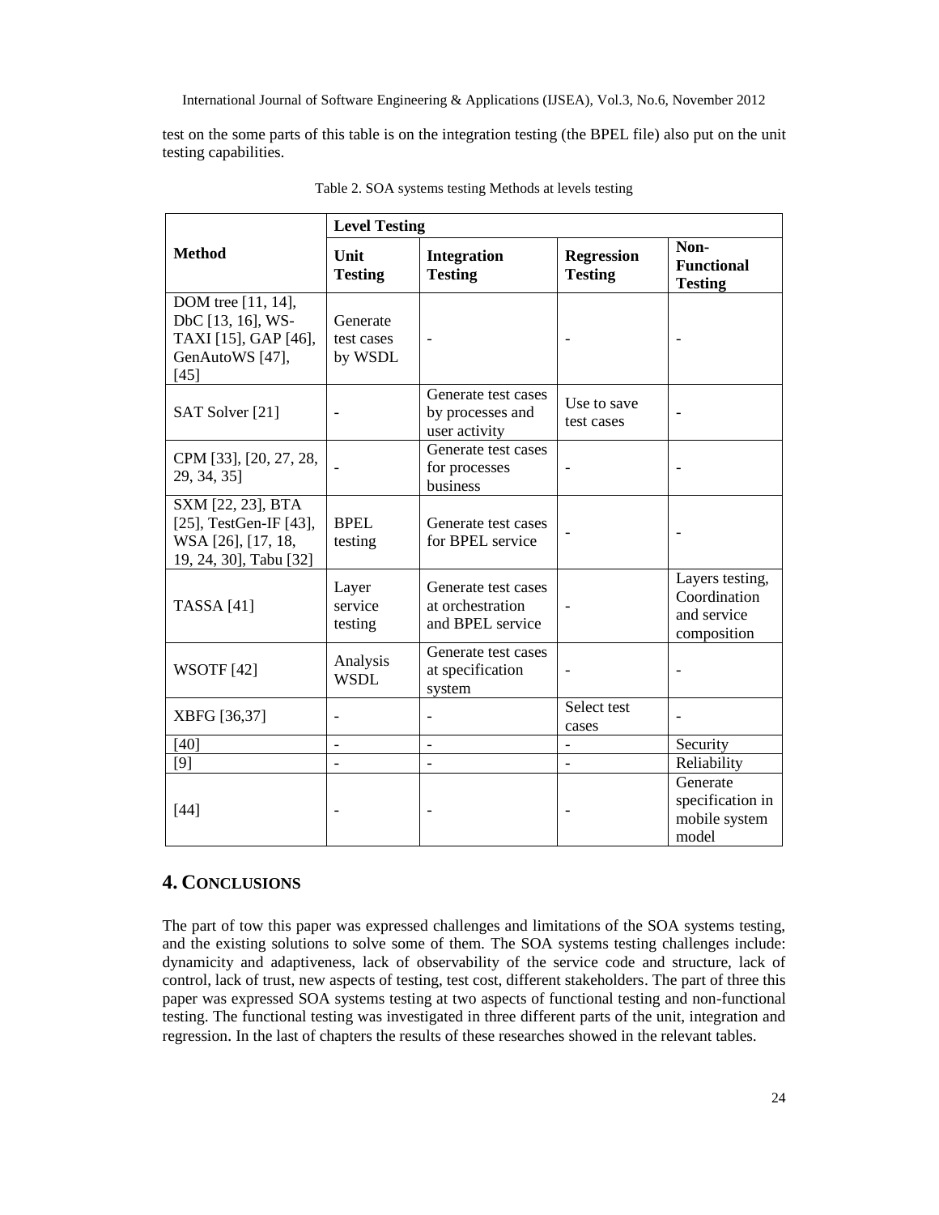test on the some parts of this table is on the integration testing (the BPEL file) also put on the unit testing capabilities.

Table 2. SOA systems testing Methods at levels testing

| Method | Level Testing | | | |
|---|---|---|---|---|
| | **Unit Testing** | **Integration Testing** | **Regression Testing** | **Non-Functional Testing** |
| DOM tree [11, 14], DbC [13, 16], WS-TAXI [15], GAP [46], GenAutoWS [47], [45] | Generate test cases by WSDL | - | - | - |
| SAT Solver [21] | - | Generate test cases by processes and user activity | Use to save test cases | - |
| CPM [33], [20, 27, 28, 29, 34, 35] | - | Generate test cases for processes business | - | - |
| SXM [22, 23], BTA [25], TestGen-IF [43], WSA [26], [17, 18, 19, 24, 30], Tabu [32] | BPEL testing | Generate test cases for BPEL service | - | - |
| TASSA [41] | Layer service testing | Generate test cases at orchestration and BPEL service | - | Layers testing, Coordination and service composition |
| WSOTF [42] | Analysis WSDL | Generate test cases at specification system | - | - |
| XBFG [36,37] | - | - | Select test cases | - |
| [40] | - | - | - | Security |
| [9] | - | - | - | Reliability |
| [44] | - | - | - | Generate specification in mobile system model |

## 4. CONCLUSIONS

The part of tow this paper was expressed challenges and limitations of the SOA systems testing, and the existing solutions to solve some of them. The SOA systems testing challenges include: dynamicity and adaptiveness, lack of observability of the service code and structure, lack of control, lack of trust, new aspects of testing, test cost, different stakeholders. The part of three this paper was expressed SOA systems testing at two aspects of functional testing and non-functional testing. The functional testing was investigated in three different parts of the unit, integration and regression. In the last of chapters the results of these researches showed in the relevant tables.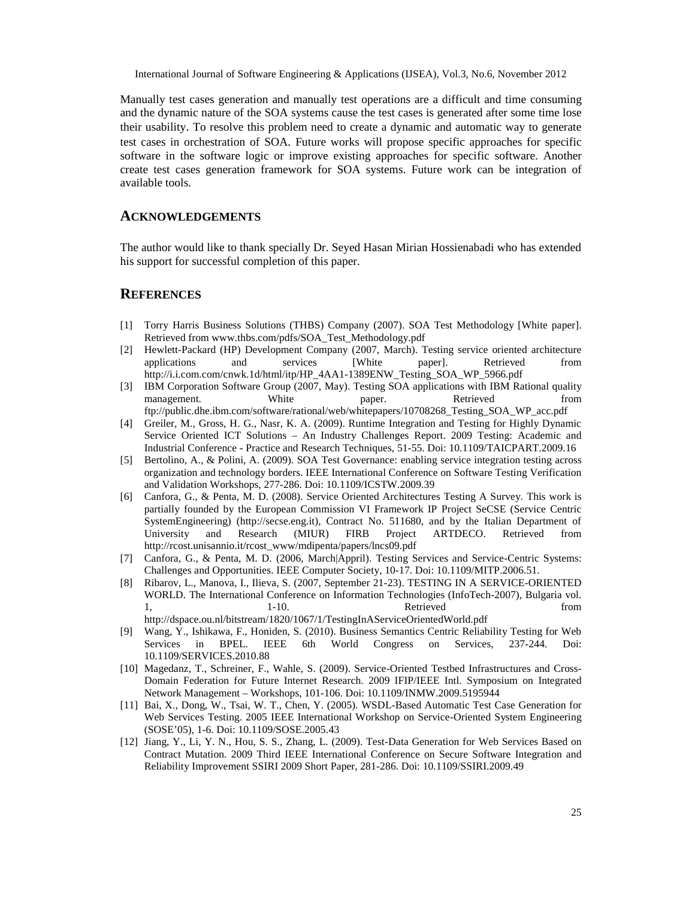Manually test cases generation and manually test operations are a difficult and time consuming and the dynamic nature of the SOA systems cause the test cases is generated after some time lose their usability. To resolve this problem need to create a dynamic and automatic way to generate test cases in orchestration of SOA. Future works will propose specific approaches for specific software in the software logic or improve existing approaches for specific software. Another create test cases generation framework for SOA systems. Future work can be integration of available tools.

## ACKNOWLEDGEMENTS

The author would like to thank specially Dr. Seyed Hasan Mirian Hossienabadi who has extended his support for successful completion of this paper.

## REFERENCES

[1] Torry Harris Business Solutions (THBS) Company (2007). SOA Test Methodology [White paper]. Retrieved from www.thbs.com/pdfs/SOA_Test_Methodology.pdf

[2] Hewlett-Packard (HP) Development Company (2007, March). Testing service oriented architecture applications and services [White paper]. Retrieved from http://i.i.com.com/cnwk.1d/html/itp/HP_4AA1-1389ENW_Testing_SOA_WP_5966.pdf

[3] IBM Corporation Software Group (2007, May). Testing SOA applications with IBM Rational quality management. White paper. Retrieved from ftp://public.dhe.ibm.com/software/rational/web/whitepapers/10708268_Testing_SOA_WP_acc.pdf

[4] Greiler, M., Gross, H. G., Nasr, K. A. (2009). Runtime Integration and Testing for Highly Dynamic Service Oriented ICT Solutions – An Industry Challenges Report. 2009 Testing: Academic and Industrial Conference - Practice and Research Techniques, 51-55. Doi: 10.1109/TAICPART.2009.16

[5] Bertolino, A., & Polini, A. (2009). SOA Test Governance: enabling service integration testing across organization and technology borders. IEEE International Conference on Software Testing Verification and Validation Workshops, 277-286. Doi: 10.1109/ICSTW.2009.39

[6] Canfora, G., & Penta, M. D. (2008). Service Oriented Architectures Testing A Survey. This work is partially founded by the European Commission VI Framework IP Project SeCSE (Service Centric SystemEngineering) (http://secse.eng.it), Contract No. 511680, and by the Italian Department of University and Research (MIUR) FIRB Project ARTDECO. Retrieved from http://rcost.unisannio.it/rcost_www/mdipenta/papers/lncs09.pdf

[7] Canfora, G., & Penta, M. D. (2006, March|Appril). Testing Services and Service-Centric Systems: Challenges and Opportunities. IEEE Computer Society, 10-17. Doi: 10.1109/MITP.2006.51.

[8] Ribarov, L., Manova, I., Ilieva, S. (2007, September 21-23). TESTING IN A SERVICE-ORIENTED WORLD. The International Conference on Information Technologies (InfoTech-2007), Bulgaria vol. 1, 1-10. Retrieved from http://dspace.ou.nl/bitstream/1820/1067/1/TestingInAServiceOrientedWorld.pdf

[9] Wang, Y., Ishikawa, F., Honiden, S. (2010). Business Semantics Centric Reliability Testing for Web Services in BPEL. IEEE 6th World Congress on Services, 237-244. Doi: 10.1109/SERVICES.2010.88

[10] Magedanz, T., Schreiner, F., Wahle, S. (2009). Service-Oriented Testbed Infrastructures and Cross-Domain Federation for Future Internet Research. 2009 IFIP/IEEE Intl. Symposium on Integrated Network Management – Workshops, 101-106. Doi: 10.1109/INMW.2009.5195944

[11] Bai, X., Dong, W., Tsai, W. T., Chen, Y. (2005). WSDL-Based Automatic Test Case Generation for Web Services Testing. 2005 IEEE International Workshop on Service-Oriented System Engineering (SOSE'05), 1-6. Doi: 10.1109/SOSE.2005.43

[12] Jiang, Y., Li, Y. N., Hou, S. S., Zhang, L. (2009). Test-Data Generation for Web Services Based on Contract Mutation. 2009 Third IEEE International Conference on Secure Software Integration and Reliability Improvement SSIRI 2009 Short Paper, 281-286. Doi: 10.1109/SSIRI.2009.49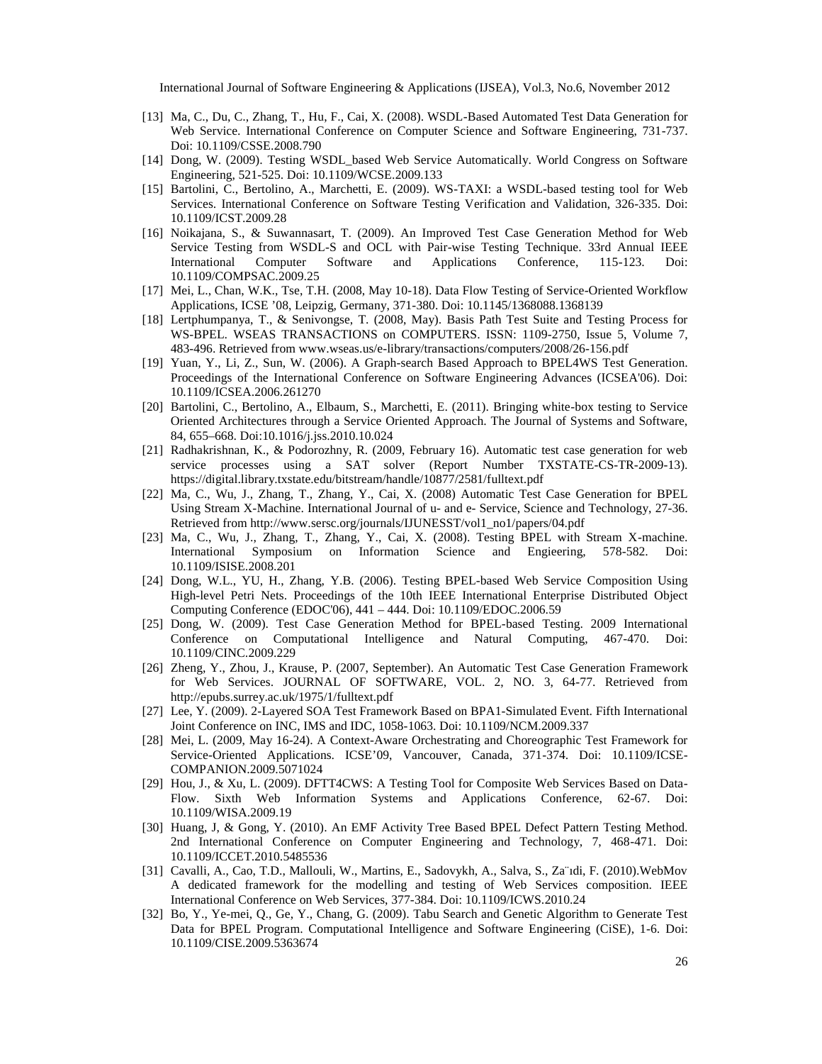[13] Ma, C., Du, C., Zhang, T., Hu, F., Cai, X. (2008). WSDL-Based Automated Test Data Generation for Web Service. International Conference on Computer Science and Software Engineering, 731-737. Doi: 10.1109/CSSE.2008.790

[14] Dong, W. (2009). Testing WSDL_based Web Service Automatically. World Congress on Software Engineering, 521-525. Doi: 10.1109/WCSE.2009.133

[15] Bartolini, C., Bertolino, A., Marchetti, E. (2009). WS-TAXI: a WSDL-based testing tool for Web Services. International Conference on Software Testing Verification and Validation, 326-335. Doi: 10.1109/ICST.2009.28

[16] Noikajana, S., & Suwannasart, T. (2009). An Improved Test Case Generation Method for Web Service Testing from WSDL-S and OCL with Pair-wise Testing Technique. 33rd Annual IEEE International Computer Software and Applications Conference, 115-123. Doi: 10.1109/COMPSAC.2009.25

[17] Mei, L., Chan, W.K., Tse, T.H. (2008, May 10-18). Data Flow Testing of Service-Oriented Workflow Applications, ICSE '08, Leipzig, Germany, 371-380. Doi: 10.1145/1368088.1368139

[18] Lertphumpanya, T., & Senivongse, T. (2008, May). Basis Path Test Suite and Testing Process for WS-BPEL. WSEAS TRANSACTIONS on COMPUTERS. ISSN: 1109-2750, Issue 5, Volume 7, 483-496. Retrieved from www.wseas.us/e-library/transactions/computers/2008/26-156.pdf

[19] Yuan, Y., Li, Z., Sun, W. (2006). A Graph-search Based Approach to BPEL4WS Test Generation. Proceedings of the International Conference on Software Engineering Advances (ICSEA'06). Doi: 10.1109/ICSEA.2006.261270

[20] Bartolini, C., Bertolino, A., Elbaum, S., Marchetti, E. (2011). Bringing white-box testing to Service Oriented Architectures through a Service Oriented Approach. The Journal of Systems and Software, 84, 655–668. Doi:10.1016/j.jss.2010.10.024

[21] Radhakrishnan, K., & Podorozhny, R. (2009, February 16). Automatic test case generation for web service processes using a SAT solver (Report Number TXSTATE-CS-TR-2009-13). https://digital.library.txstate.edu/bitstream/handle/10877/2581/fulltext.pdf

[22] Ma, C., Wu, J., Zhang, T., Zhang, Y., Cai, X. (2008) Automatic Test Case Generation for BPEL Using Stream X-Machine. International Journal of u- and e- Service, Science and Technology, 27-36. Retrieved from http://www.sersc.org/journals/IJUNESST/vol1_no1/papers/04.pdf

[23] Ma, C., Wu, J., Zhang, T., Zhang, Y., Cai, X. (2008). Testing BPEL with Stream X-machine. International Symposium on Information Science and Engieering, 578-582. Doi: 10.1109/ISISE.2008.201

[24] Dong, W.L., YU, H., Zhang, Y.B. (2006). Testing BPEL-based Web Service Composition Using High-level Petri Nets. Proceedings of the 10th IEEE International Enterprise Distributed Object Computing Conference (EDOC'06), 441 – 444. Doi: 10.1109/EDOC.2006.59

[25] Dong, W. (2009). Test Case Generation Method for BPEL-based Testing. 2009 International Conference on Computational Intelligence and Natural Computing, 467-470. Doi: 10.1109/CINC.2009.229

[26] Zheng, Y., Zhou, J., Krause, P. (2007, September). An Automatic Test Case Generation Framework for Web Services. JOURNAL OF SOFTWARE, VOL. 2, NO. 3, 64-77. Retrieved from http://epubs.surrey.ac.uk/1975/1/fulltext.pdf

[27] Lee, Y. (2009). 2-Layered SOA Test Framework Based on BPA1-Simulated Event. Fifth International Joint Conference on INC, IMS and IDC, 1058-1063. Doi: 10.1109/NCM.2009.337

[28] Mei, L. (2009, May 16-24). A Context-Aware Orchestrating and Choreographic Test Framework for Service-Oriented Applications. ICSE'09, Vancouver, Canada, 371-374. Doi: 10.1109/ICSE-COMPANION.2009.5071024

[29] Hou, J., & Xu, L. (2009). DFTT4CWS: A Testing Tool for Composite Web Services Based on Data-Flow. Sixth Web Information Systems and Applications Conference, 62-67. Doi: 10.1109/WISA.2009.19

[30] Huang, J, & Gong, Y. (2010). An EMF Activity Tree Based BPEL Defect Pattern Testing Method. 2nd International Conference on Computer Engineering and Technology, 7, 468-471. Doi: 10.1109/ICCET.2010.5485536

[31] Cavalli, A., Cao, T.D., Mallouli, W., Martins, E., Sadovykh, A., Salva, S., Za¨ıdi, F. (2010).WebMov A dedicated framework for the modelling and testing of Web Services composition. IEEE International Conference on Web Services, 377-384. Doi: 10.1109/ICWS.2010.24

[32] Bo, Y., Ye-mei, Q., Ge, Y., Chang, G. (2009). Tabu Search and Genetic Algorithm to Generate Test Data for BPEL Program. Computational Intelligence and Software Engineering (CiSE), 1-6. Doi: 10.1109/CISE.2009.5363674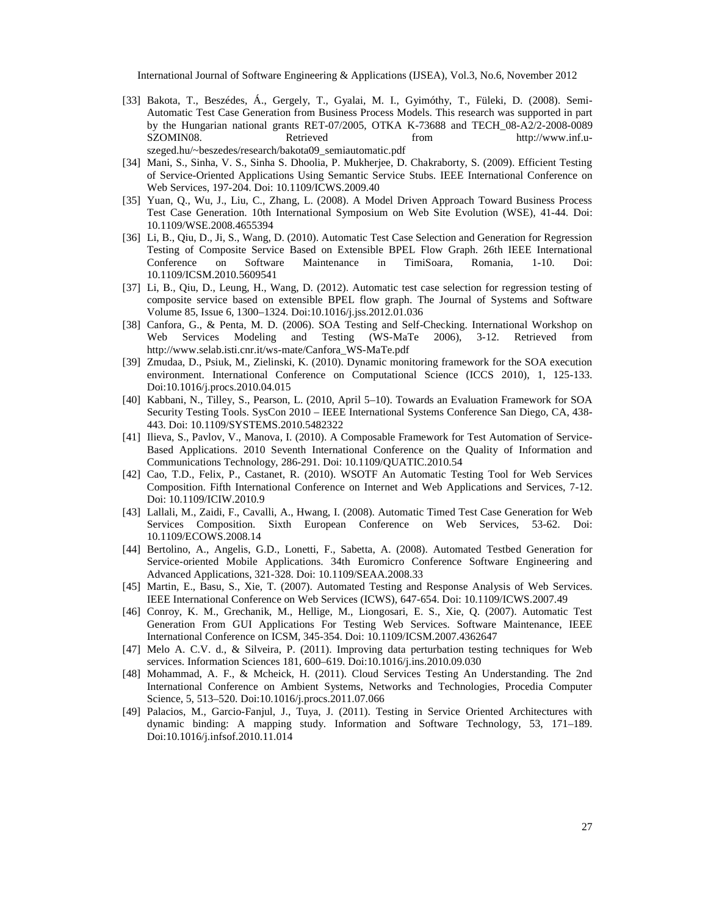[33] Bakota, T., Beszédes, Á., Gergely, T., Gyalai, M. I., Gyimóthy, T., Füleki, D. (2008). Semi-Automatic Test Case Generation from Business Process Models. This research was supported in part by the Hungarian national grants RET-07/2005, OTKA K-73688 and TECH_08-A2/2-2008-0089 SZOMIN08. Retrieved from http://www.inf.u-szeged.hu/~beszedes/research/bakota09_semiautomatic.pdf

[34] Mani, S., Sinha, V. S., Sinha S. Dhoolia, P. Mukherjee, D. Chakraborty, S. (2009). Efficient Testing of Service-Oriented Applications Using Semantic Service Stubs. IEEE International Conference on Web Services, 197-204. Doi: 10.1109/ICWS.2009.40

[35] Yuan, Q., Wu, J., Liu, C., Zhang, L. (2008). A Model Driven Approach Toward Business Process Test Case Generation. 10th International Symposium on Web Site Evolution (WSE), 41-44. Doi: 10.1109/WSE.2008.4655394

[36] Li, B., Qiu, D., Ji, S., Wang, D. (2010). Automatic Test Case Selection and Generation for Regression Testing of Composite Service Based on Extensible BPEL Flow Graph. 26th IEEE International Conference on Software Maintenance in TimiSoara, Romania, 1-10. Doi: 10.1109/ICSM.2010.5609541

[37] Li, B., Qiu, D., Leung, H., Wang, D. (2012). Automatic test case selection for regression testing of composite service based on extensible BPEL flow graph. The Journal of Systems and Software Volume 85, Issue 6, 1300–1324. Doi:10.1016/j.jss.2012.01.036

[38] Canfora, G., & Penta, M. D. (2006). SOA Testing and Self-Checking. International Workshop on Web Services Modeling and Testing (WS-MaTe 2006), 3-12. Retrieved from http://www.selab.isti.cnr.it/ws-mate/Canfora_WS-MaTe.pdf

[39] Zmudaa, D., Psiuk, M., Zielinski, K. (2010). Dynamic monitoring framework for the SOA execution environment. International Conference on Computational Science (ICCS 2010), 1, 125-133. Doi:10.1016/j.procs.2010.04.015

[40] Kabbani, N., Tilley, S., Pearson, L. (2010, April 5–10). Towards an Evaluation Framework for SOA Security Testing Tools. SysCon 2010 – IEEE International Systems Conference San Diego, CA, 438-443. Doi: 10.1109/SYSTEMS.2010.5482322

[41] Ilieva, S., Pavlov, V., Manova, I. (2010). A Composable Framework for Test Automation of Service-Based Applications. 2010 Seventh International Conference on the Quality of Information and Communications Technology, 286-291. Doi: 10.1109/QUATIC.2010.54

[42] Cao, T.D., Felix, P., Castanet, R. (2010). WSOTF An Automatic Testing Tool for Web Services Composition. Fifth International Conference on Internet and Web Applications and Services, 7-12. Doi: 10.1109/ICIW.2010.9

[43] Lallali, M., Zaidi, F., Cavalli, A., Hwang, I. (2008). Automatic Timed Test Case Generation for Web Services Composition. Sixth European Conference on Web Services, 53-62. Doi: 10.1109/ECOWS.2008.14

[44] Bertolino, A., Angelis, G.D., Lonetti, F., Sabetta, A. (2008). Automated Testbed Generation for Service-oriented Mobile Applications. 34th Euromicro Conference Software Engineering and Advanced Applications, 321-328. Doi: 10.1109/SEAA.2008.33

[45] Martin, E., Basu, S., Xie, T. (2007). Automated Testing and Response Analysis of Web Services. IEEE International Conference on Web Services (ICWS), 647-654. Doi: 10.1109/ICWS.2007.49

[46] Conroy, K. M., Grechanik, M., Hellige, M., Liongosari, E. S., Xie, Q. (2007). Automatic Test Generation From GUI Applications For Testing Web Services. Software Maintenance, IEEE International Conference on ICSM, 345-354. Doi: 10.1109/ICSM.2007.4362647

[47] Melo A. C.V. d., & Silveira, P. (2011). Improving data perturbation testing techniques for Web services. Information Sciences 181, 600–619. Doi:10.1016/j.ins.2010.09.030

[48] Mohammad, A. F., & Mcheick, H. (2011). Cloud Services Testing An Understanding. The 2nd International Conference on Ambient Systems, Networks and Technologies, Procedia Computer Science, 5, 513–520. Doi:10.1016/j.procs.2011.07.066

[49] Palacios, M., Garcio-Fanjul, J., Tuya, J. (2011). Testing in Service Oriented Architectures with dynamic binding: A mapping study. Information and Software Technology, 53, 171–189. Doi:10.1016/j.infsof.2010.11.014